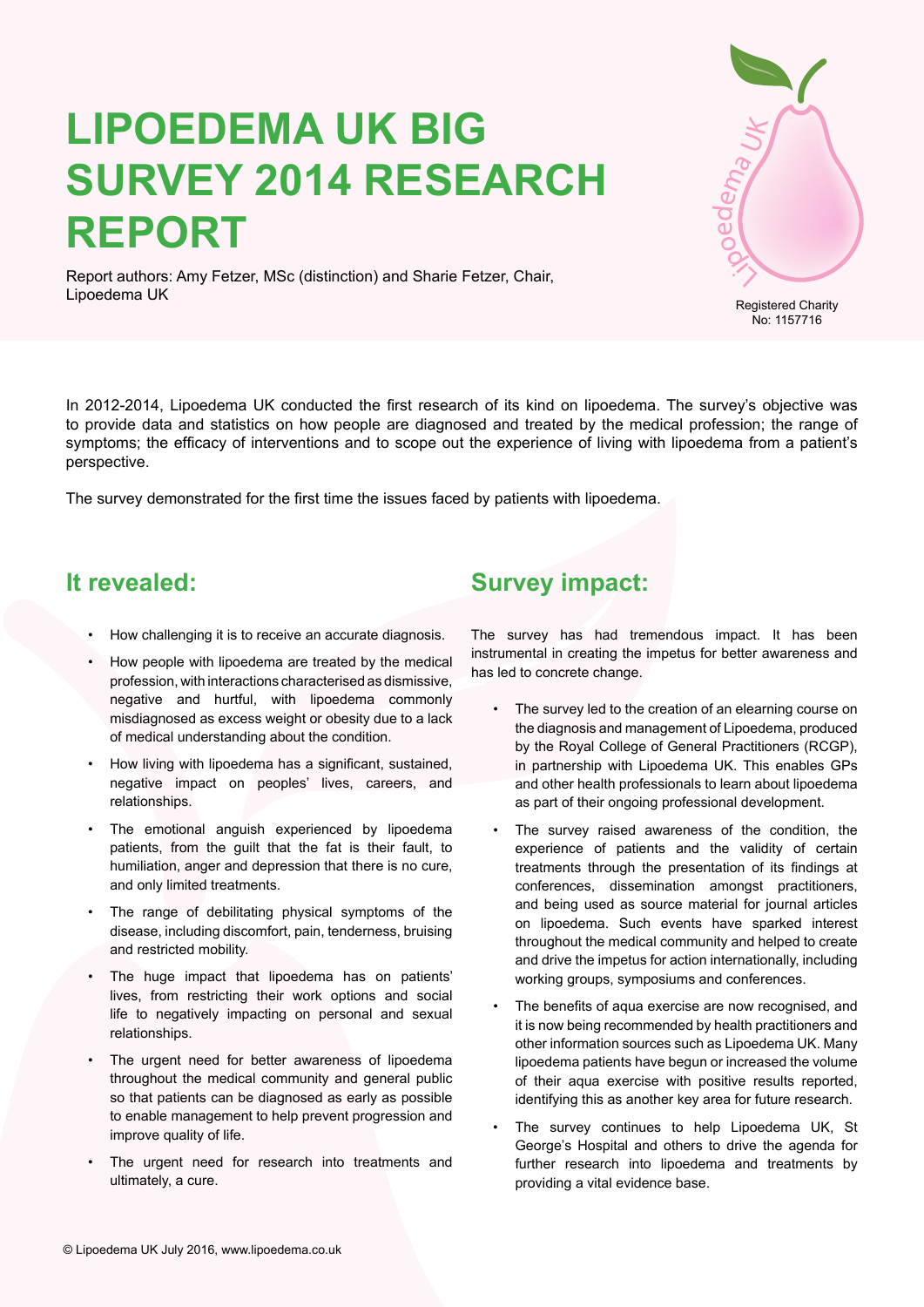# LIPOEDEMA UK BIG SURVEY 2014 RESEARCH REPORT

Report authors: Amy Fetzer, MSc (distinction) and Sharie Fetzer, Chair, Lipoedema UK

Lipoedema UK

Registered Charity No: 1157716

In 2012-2014, Lipoedema UK conducted the first research of its kind on lipoedema. The survey's objective was to provide data and statistics on how people are diagnosed and treated by the medical profession; the range of symptoms; the efficacy of interventions and to scope out the experience of living with lipoedema from a patient's perspective.

The survey demonstrated for the first time the issues faced by patients with lipoedema.

## It revealed:

- How challenging it is to receive an accurate diagnosis.
- How people with lipoedema are treated by the medical profession, with interactions characterised as dismissive, negative and hurtful, with lipoedema commonly misdiagnosed as excess weight or obesity due to a lack of medical understanding about the condition.
- How living with lipoedema has a significant, sustained, negative impact on peoples' lives, careers, and relationships.
- The emotional anguish experienced by lipoedema patients, from the guilt that the fat is their fault, to humiliation, anger and depression that there is no cure, and only limited treatments.
- The range of debilitating physical symptoms of the disease, including discomfort, pain, tenderness, bruising and restricted mobility.
- The huge impact that lipoedema has on patients' lives, from restricting their work options and social life to negatively impacting on personal and sexual relationships.
- The urgent need for better awareness of lipoedema throughout the medical community and general public so that patients can be diagnosed as early as possible to enable management to help prevent progression and improve quality of life.
- The urgent need for research into treatments and ultimately, a cure.

## Survey impact:

The survey has had tremendous impact. It has been instrumental in creating the impetus for better awareness and has led to concrete change.

- The survey led to the creation of an elearning course on the diagnosis and management of Lipoedema, produced by the Royal College of General Practitioners (RCGP), in partnership with Lipoedema UK. This enables GPs and other health professionals to learn about lipoedema as part of their ongoing professional development.
- The survey raised awareness of the condition, the experience of patients and the validity of certain treatments through the presentation of its findings at conferences, dissemination amongst practitioners, and being used as source material for journal articles on lipoedema. Such events have sparked interest throughout the medical community and helped to create and drive the impetus for action internationally, including working groups, symposiums and conferences.
- The benefits of aqua exercise are now recognised, and it is now being recommended by health practitioners and other information sources such as Lipoedema UK. Many lipoedema patients have begun or increased the volume of their aqua exercise with positive results reported, identifying this as another key area for future research.
- The survey continues to help Lipoedema UK, St George's Hospital and others to drive the agenda for further research into lipoedema and treatments by providing a vital evidence base.

© Lipoedema UK July 2016, www.lipoedema.co.uk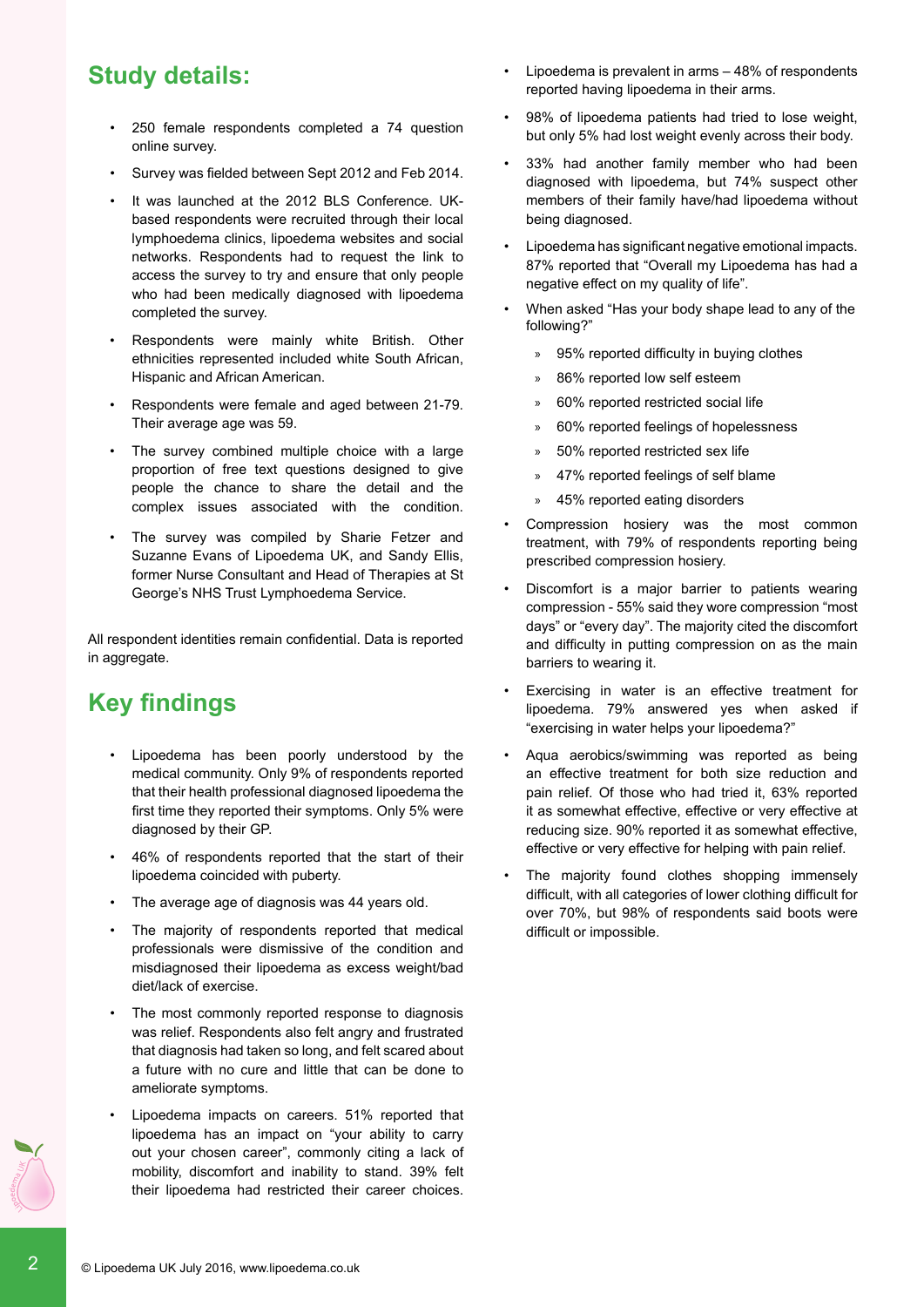## Study details:

- 250 female respondents completed a 74 question online survey.
- Survey was fielded between Sept 2012 and Feb 2014.
- It was launched at the 2012 BLS Conference. UK-based respondents were recruited through their local lymphoedema clinics, lipoedema websites and social networks. Respondents had to request the link to access the survey to try and ensure that only people who had been medically diagnosed with lipoedema completed the survey.
- Respondents were mainly white British. Other ethnicities represented included white South African, Hispanic and African American.
- Respondents were female and aged between 21-79. Their average age was 59.
- The survey combined multiple choice with a large proportion of free text questions designed to give people the chance to share the detail and the complex issues associated with the condition.
- The survey was compiled by Sharie Fetzer and Suzanne Evans of Lipoedema UK, and Sandy Ellis, former Nurse Consultant and Head of Therapies at St George's NHS Trust Lymphoedema Service.

All respondent identities remain confidential. Data is reported in aggregate.

## Key findings

- Lipoedema has been poorly understood by the medical community. Only 9% of respondents reported that their health professional diagnosed lipoedema the first time they reported their symptoms. Only 5% were diagnosed by their GP.
- 46% of respondents reported that the start of their lipoedema coincided with puberty.
- The average age of diagnosis was 44 years old.
- The majority of respondents reported that medical professionals were dismissive of the condition and misdiagnosed their lipoedema as excess weight/bad diet/lack of exercise.
- The most commonly reported response to diagnosis was relief. Respondents also felt angry and frustrated that diagnosis had taken so long, and felt scared about a future with no cure and little that can be done to ameliorate symptoms.
- Lipoedema impacts on careers. 51% reported that lipoedema has an impact on "your ability to carry out your chosen career", commonly citing a lack of mobility, discomfort and inability to stand. 39% felt their lipoedema had restricted their career choices.
- Lipoedema is prevalent in arms – 48% of respondents reported having lipoedema in their arms.
- 98% of lipoedema patients had tried to lose weight, but only 5% had lost weight evenly across their body.
- 33% had another family member who had been diagnosed with lipoedema, but 74% suspect other members of their family have/had lipoedema without being diagnosed.
- Lipoedema has significant negative emotional impacts. 87% reported that "Overall my Lipoedema has had a negative effect on my quality of life".
- When asked "Has your body shape lead to any of the following?"
  - 95% reported difficulty in buying clothes
  - 86% reported low self esteem
  - 60% reported restricted social life
  - 60% reported feelings of hopelessness
  - 50% reported restricted sex life
  - 47% reported feelings of self blame
  - 45% reported eating disorders
- Compression hosiery was the most common treatment, with 79% of respondents reporting being prescribed compression hosiery.
- Discomfort is a major barrier to patients wearing compression - 55% said they wore compression "most days" or "every day". The majority cited the discomfort and difficulty in putting compression on as the main barriers to wearing it.
- Exercising in water is an effective treatment for lipoedema. 79% answered yes when asked if "exercising in water helps your lipoedema?"
- Aqua aerobics/swimming was reported as being an effective treatment for both size reduction and pain relief. Of those who had tried it, 63% reported it as somewhat effective, effective or very effective at reducing size. 90% reported it as somewhat effective, effective or very effective for helping with pain relief.
- The majority found clothes shopping immensely difficult, with all categories of lower clothing difficult for over 70%, but 98% of respondents said boots were difficult or impossible.

© Lipoedema UK July 2016, www.lipoedema.co.uk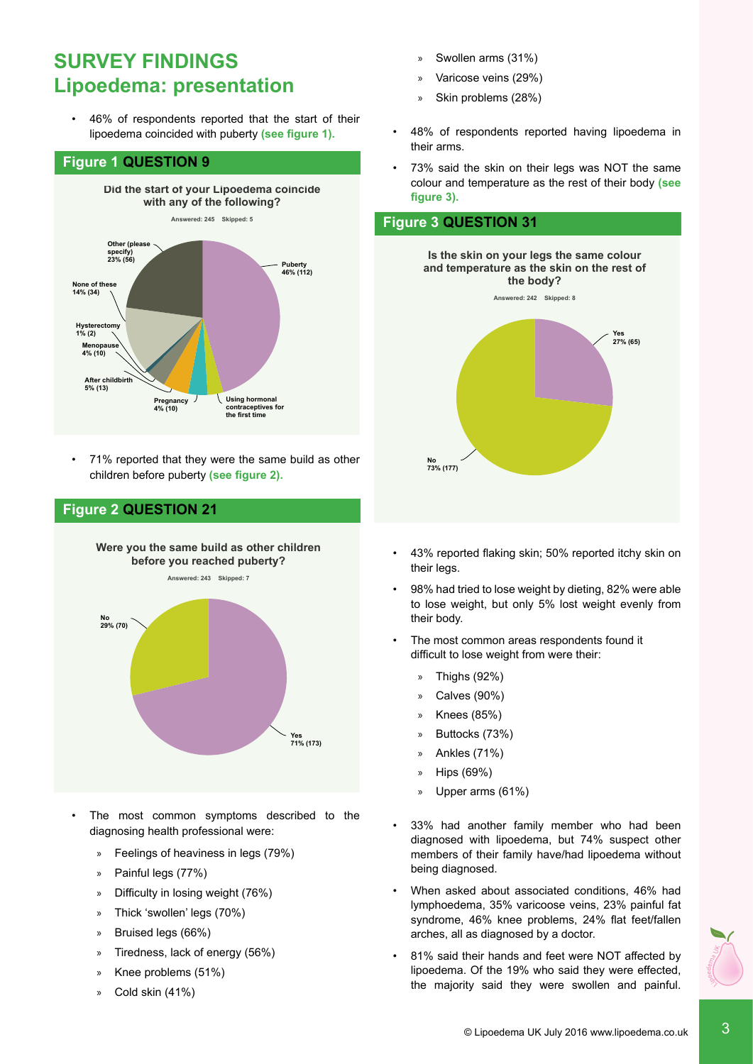# SURVEY FINDINGS
## Lipoedema: presentation

- 46% of respondents reported that the start of their lipoedema coincided with puberty **(see figure 1).**

### Figure 1 QUESTION 9

**Did the start of your Lipoedema coincide with any of the following?**

Answered: 245 Skipped: 5

| Response | Percentage (count) |
|---|---|
| Puberty | 46% (112) |
| Using hormonal contraceptives for the first time | |
| Pregnancy | 4% (10) |
| After childbirth | 5% (13) |
| Menopause | 4% (10) |
| Hysterectomy | 1% (2) |
| None of these | 14% (34) |
| Other (please specify) | 23% (56) |

- 71% reported that they were the same build as other children before puberty **(see figure 2).**

### Figure 2 QUESTION 21

**Were you the same build as other children before you reached puberty?**

Answered: 243 Skipped: 7

| Response | Percentage (count) |
|---|---|
| Yes | 71% (173) |
| No | 29% (70) |

- The most common symptoms described to the diagnosing health professional were:
  - Feelings of heaviness in legs (79%)
  - Painful legs (77%)
  - Difficulty in losing weight (76%)
  - Thick 'swollen' legs (70%)
  - Bruised legs (66%)
  - Tiredness, lack of energy (56%)
  - Knee problems (51%)
  - Cold skin (41%)
  - Swollen arms (31%)
  - Varicose veins (29%)
  - Skin problems (28%)
- 48% of respondents reported having lipoedema in their arms.
- 73% said the skin on their legs was NOT the same colour and temperature as the rest of their body **(see figure 3).**

### Figure 3 QUESTION 31

**Is the skin on your legs the same colour and temperature as the skin on the rest of the body?**

Answered: 242 Skipped: 8

| Response | Percentage (count) |
|---|---|
| Yes | 27% (65) |
| No | 73% (177) |

- 43% reported flaking skin; 50% reported itchy skin on their legs.
- 98% had tried to lose weight by dieting, 82% were able to lose weight, but only 5% lost weight evenly from their body.
- The most common areas respondents found it difficult to lose weight from were their:
  - Thighs (92%)
  - Calves (90%)
  - Knees (85%)
  - Buttocks (73%)
  - Ankles (71%)
  - Hips (69%)
  - Upper arms (61%)
- 33% had another family member who had been diagnosed with lipoedema, but 74% suspect other members of their family have/had lipoedema without being diagnosed.
- When asked about associated conditions, 46% had lymphoedema, 35% varicoose veins, 23% painful fat syndrome, 46% knee problems, 24% flat feet/fallen arches, all as diagnosed by a doctor.
- 81% said their hands and feet were NOT affected by lipoedema. Of the 19% who said they were effected, the majority said they were swollen and painful.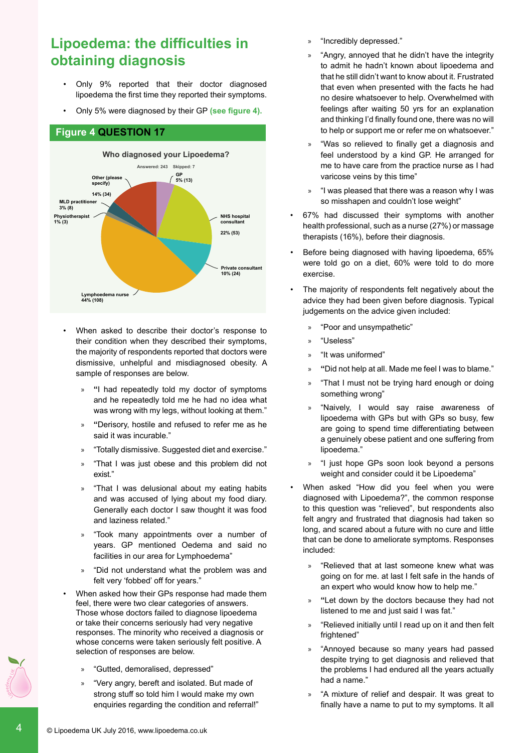# Lipoedema: the difficulties in obtaining diagnosis

- Only 9% reported that their doctor diagnosed lipoedema the first time they reported their symptoms.
- Only 5% were diagnosed by their GP **(see figure 4).**

**Figure 4 QUESTION 17**

**Who diagnosed your Lipoedema?**

Answered: 243 Skipped: 7

| Response | Percentage (count) |
|---|---|
| GP | 5% (13) |
| NHS hospital consultant | 22% (53) |
| Private consultant | 10% (24) |
| Lymphoedema nurse | 44% (108) |
| Physiotherapist | 1% (3) |
| MLD practitioner | 3% (8) |
| Other (please specify) | 14% (34) |

- When asked to describe their doctor's response to their condition when they described their symptoms, the majority of respondents reported that doctors were dismissive, unhelpful and misdiagnosed obesity. A sample of responses are below.
  - "I had repeatedly told my doctor of symptoms and he repeatedly told me he had no idea what was wrong with my legs, without looking at them."
  - "Derisory, hostile and refused to refer me as he said it was incurable."
  - "Totally dismissive. Suggested diet and exercise."
  - "That I was just obese and this problem did not exist."
  - "That I was delusional about my eating habits and was accused of lying about my food diary. Generally each doctor I saw thought it was food and laziness related."
  - "Took many appointments over a number of years. GP mentioned Oedema and said no facilities in our area for Lymphoedema"
  - "Did not understand what the problem was and felt very 'fobbed' off for years."
- When asked how their GPs response had made them feel, there were two clear categories of answers. Those whose doctors failed to diagnose lipoedema or take their concerns seriously had very negative responses. The minority who received a diagnosis or whose concerns were taken seriously felt positive. A selection of responses are below.
  - "Gutted, demoralised, depressed"
  - "Very angry, bereft and isolated. But made of strong stuff so told him I would make my own enquiries regarding the condition and referral!"
  - "Incredibly depressed."
  - "Angry, annoyed that he didn't have the integrity to admit he hadn't known about lipoedema and that he still didn't want to know about it. Frustrated that even when presented with the facts he had no desire whatsoever to help. Overwhelmed with feelings after waiting 50 yrs for an explanation and thinking I'd finally found one, there was no will to help or support me or refer me on whatsoever."
  - "Was so relieved to finally get a diagnosis and feel understood by a kind GP. He arranged for me to have care from the practice nurse as I had varicose veins by this time"
  - "I was pleased that there was a reason why I was so misshapen and couldn't lose weight"
- 67% had discussed their symptoms with another health professional, such as a nurse (27%) or massage therapists (16%), before their diagnosis.
- Before being diagnosed with having lipoedema, 65% were told go on a diet, 60% were told to do more exercise.
- The majority of respondents felt negatively about the advice they had been given before diagnosis. Typical judgements on the advice given included:
  - "Poor and unsympathetic"
  - "Useless"
  - "It was uniformed"
  - "Did not help at all. Made me feel I was to blame."
  - "That I must not be trying hard enough or doing something wrong"
  - "Naively, I would say raise awareness of lipoedema with GPs but with GPs so busy, few are going to spend time differentiating between a genuinely obese patient and one suffering from lipoedema."
  - "I just hope GPs soon look beyond a persons weight and consider could it be Lipoedema"
- When asked "How did you feel when you were diagnosed with Lipoedema?", the common response to this question was "relieved", but respondents also felt angry and frustrated that diagnosis had taken so long, and scared about a future with no cure and little that can be done to ameliorate symptoms. Responses included:
  - "Relieved that at last someone knew what was going on for me. at last I felt safe in the hands of an expert who would know how to help me."
  - "Let down by the doctors because they had not listened to me and just said I was fat."
  - "Relieved initially until I read up on it and then felt frightened"
  - "Annoyed because so many years had passed despite trying to get diagnosis and relieved that the problems I had endured all the years actually had a name."
  - "A mixture of relief and despair. It was great to finally have a name to put to my symptoms. It all

© Lipoedema UK July 2016, www.lipoedema.co.uk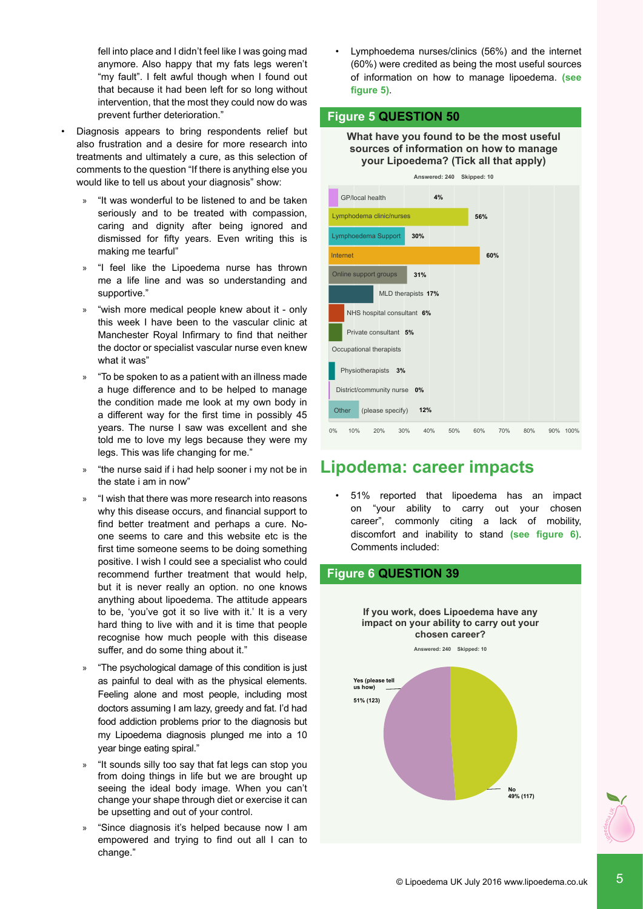fell into place and I didn't feel like I was going mad anymore. Also happy that my fats legs weren't "my fault". I felt awful though when I found out that because it had been left for so long without intervention, that the most they could now do was prevent further deterioration."

- Diagnosis appears to bring respondents relief but also frustration and a desire for more research into treatments and ultimately a cure, as this selection of comments to the question "If there is anything else you would like to tell us about your diagnosis" show:
  - "It was wonderful to be listened to and be taken seriously and to be treated with compassion, caring and dignity after being ignored and dismissed for fifty years. Even writing this is making me tearful"
  - "I feel like the Lipoedema nurse has thrown me a life line and was so understanding and supportive."
  - "wish more medical people knew about it - only this week I have been to the vascular clinic at Manchester Royal Infirmary to find that neither the doctor or specialist vascular nurse even knew what it was"
  - "To be spoken to as a patient with an illness made a huge difference and to be helped to manage the condition made me look at my own body in a different way for the first time in possibly 45 years. The nurse I saw was excellent and she told me to love my legs because they were my legs. This was life changing for me."
  - "the nurse said if i had help sooner i my not be in the state i am in now"
  - "I wish that there was more research into reasons why this disease occurs, and financial support to find better treatment and perhaps a cure. No-one seems to care and this website etc is the first time someone seems to be doing something positive. I wish I could see a specialist who could recommend further treatment that would help, but it is never really an option. no one knows anything about lipoedema. The attitude appears to be, 'you've got it so live with it.' It is a very hard thing to live with and it is time that people recognise how much people with this disease suffer, and do some thing about it."
  - "The psychological damage of this condition is just as painful to deal with as the physical elements. Feeling alone and most people, including most doctors assuming I am lazy, greedy and fat. I'd had food addiction problems prior to the diagnosis but my Lipoedema diagnosis plunged me into a 10 year binge eating spiral."
  - "It sounds silly too say that fat legs can stop you from doing things in life but we are brought up seeing the ideal body image. When you can't change your shape through diet or exercise it can be upsetting and out of your control."
  - "Since diagnosis it's helped because now I am empowered and trying to find out all I can to change."

- Lymphoedema nurses/clinics (56%) and the internet (60%) were credited as being the most useful sources of information on how to manage lipoedema. **(see figure 5)**.

**Figure 5 QUESTION 50**

**What have you found to be the most useful sources of information on how to manage your Lipoedema? (Tick all that apply)**

Answered: 240 Skipped: 10

| Source | % |
|---|---|
| GP/local health | 4% |
| Lymphodema clinic/nurses | 56% |
| Lymphoedema Support | 30% |
| Internet | 60% |
| Online support groups | 31% |
| MLD therapists | 17% |
| NHS hospital consultant | 6% |
| Private consultant | 5% |
| Occupational therapists | |
| Physiotherapists | 3% |
| District/community nurse | 0% |
| Other (please specify) | 12% |

## Lipodema: career impacts

- 51% reported that lipoedema has an impact on "your ability to carry out your chosen career", commonly citing a lack of mobility, discomfort and inability to stand **(see figure 6)**. Comments included:

**Figure 6 QUESTION 39**

**If you work, does Lipoedema have any impact on your ability to carry out your chosen career?**

Answered: 240 Skipped: 10

| Response | % (n) |
|---|---|
| Yes (please tell us how) | 51% (123) |
| No | 49% (117) |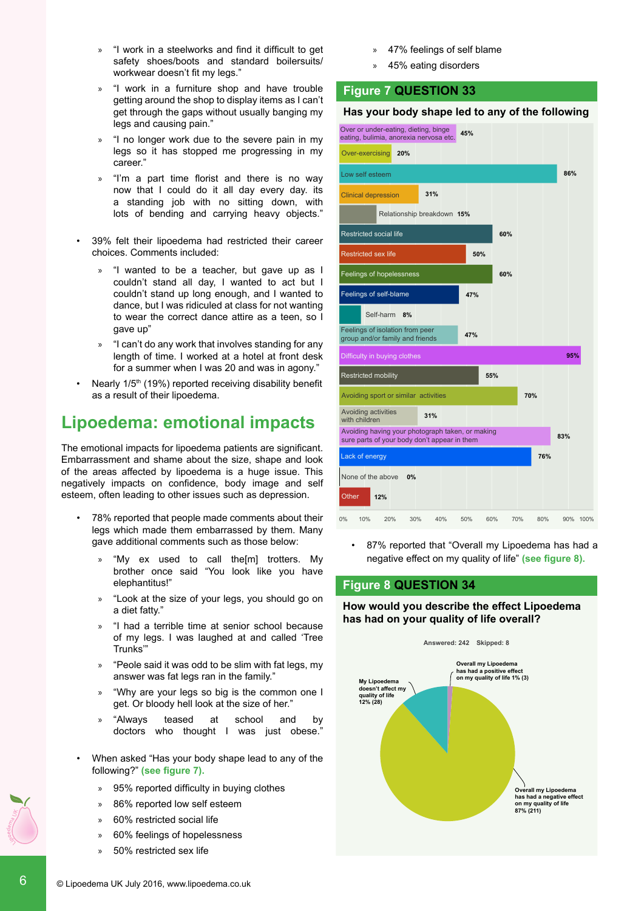» "I work in a steelworks and find it difficult to get safety shoes/boots and standard boilersuits/workwear doesn't fit my legs."

» "I work in a furniture shop and have trouble getting around the shop to display items as I can't get through the gaps without usually banging my legs and causing pain."

» "I no longer work due to the severe pain in my legs so it has stopped me progressing in my career."

» "I'm a part time florist and there is no way now that I could do it all day every day. its a standing job with no sitting down, with lots of bending and carrying heavy objects."

- 39% felt their lipoedema had restricted their career choices. Comments included:

  » "I wanted to be a teacher, but gave up as I couldn't stand all day, I wanted to act but I couldn't stand up long enough, and I wanted to dance, but I was ridiculed at class for not wanting to wear the correct dance attire as a teen, so I gave up"

  » "I can't do any work that involves standing for any length of time. I worked at a hotel at front desk for a summer when I was 20 and was in agony."

- Nearly 1/5th (19%) reported receiving disability benefit as a result of their lipoedema.

## Lipoedema: emotional impacts

The emotional impacts for lipoedema patients are significant. Embarrassment and shame about the size, shape and look of the areas affected by lipoedema is a huge issue. This negatively impacts on confidence, body image and self esteem, often leading to other issues such as depression.

- 78% reported that people made comments about their legs which made them embarrassed by them. Many gave additional comments such as those below:

  » "My ex used to call the[m] trotters. My brother once said "You look like you have elephantitus!"

  » "Look at the size of your legs, you should go on a diet fatty."

  » "I had a terrible time at senior school because of my legs. I was laughed at and called 'Tree Trunks'"

  » "Peole said it was odd to be slim with fat legs, my answer was fat legs ran in the family."

  » "Why are your legs so big is the common one I get. Or bloody hell look at the size of her."

  » "Always teased at school and by doctors who thought I was just obese."

- When asked "Has your body shape lead to any of the following?" **(see figure 7).**

  » 95% reported difficulty in buying clothes
  » 86% reported low self esteem
  » 60% restricted social life
  » 60% feelings of hopelessness
  » 50% restricted sex life
  » 47% feelings of self blame
  » 45% eating disorders

### Figure 7 QUESTION 33

**Has your body shape led to any of the following**

| Response | % |
|---|---|
| Over or under-eating, dieting, binge eating, bulimia, anorexia nervosa etc. | 45% |
| Over-exercising | 20% |
| Low self esteem | 86% |
| Clinical depression | 31% |
| Relationship breakdown | 15% |
| Restricted social life | 60% |
| Restricted sex life | 50% |
| Feelings of hopelessness | 60% |
| Feelings of self-blame | 47% |
| Self-harm | 8% |
| Feelings of isolation from peer group and/or family and friends | 47% |
| Difficulty in buying clothes | 95% |
| Restricted mobility | 55% |
| Avoiding sport or similar activities | 70% |
| Avoiding activities with children | 31% |
| Avoiding having your photograph taken, or making sure parts of your body don't appear in them | 83% |
| Lack of energy | 76% |
| None of the above | 0% |
| Other | 12% |

- 87% reported that "Overall my Lipoedema has had a negative effect on my quality of life" **(see figure 8).**

### Figure 8 QUESTION 34

**How would you describe the effect Lipoedema has had on your quality of life overall?**

Answered: 242 Skipped: 8

| Response | % (n) |
|---|---|
| Overall my Lipoedema has had a positive effect on my quality of life | 1% (3) |
| My Lipoedema doesn't affect my quality of life | 12% (28) |
| Overall my Lipoedema has had a negative effect on my quality of life | 87% (211) |

© Lipoedema UK July 2016, www.lipoedema.co.uk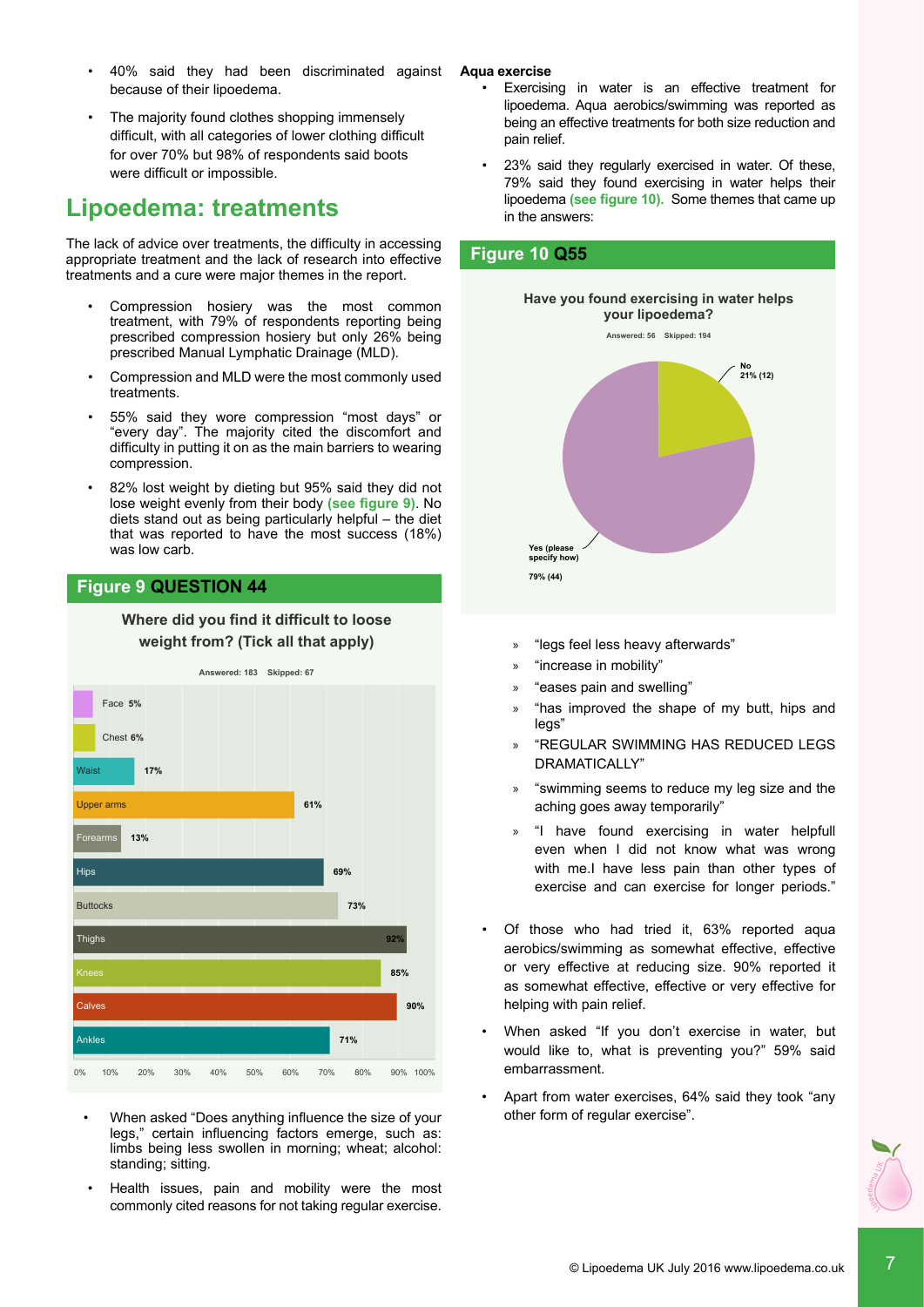- 40% said they had been discriminated against because of their lipoedema.
- The majority found clothes shopping immensely difficult, with all categories of lower clothing difficult for over 70% but 98% of respondents said boots were difficult or impossible.

## Lipoedema: treatments

The lack of advice over treatments, the difficulty in accessing appropriate treatment and the lack of research into effective treatments and a cure were major themes in the report.

- Compression hosiery was the most common treatment, with 79% of respondents reporting being prescribed compression hosiery but only 26% being prescribed Manual Lymphatic Drainage (MLD).
- Compression and MLD were the most commonly used treatments.
- 55% said they wore compression "most days" or "every day". The majority cited the discomfort and difficulty in putting it on as the main barriers to wearing compression.
- 82% lost weight by dieting but 95% said they did not lose weight evenly from their body **(see figure 9)**. No diets stand out as being particularly helpful – the diet that was reported to have the most success (18%) was low carb.

**Figure 9 QUESTION 44**

**Where did you find it difficult to loose weight from? (Tick all that apply)**

Answered: 183 Skipped: 67

| Body area | % |
|---|---|
| Face | 5% |
| Chest | 6% |
| Waist | 17% |
| Upper arms | 61% |
| Forearms | 13% |
| Hips | 69% |
| Buttocks | 73% |
| Thighs | 92% |
| Knees | 85% |
| Calves | 90% |
| Ankles | 71% |

- When asked "Does anything influence the size of your legs," certain influencing factors emerge, such as: limbs being less swollen in morning; wheat; alcohol: standing; sitting.
- Health issues, pain and mobility were the most commonly cited reasons for not taking regular exercise.

**Aqua exercise**

- Exercising in water is an effective treatment for lipoedema. Aqua aerobics/swimming was reported as being an effective treatments for both size reduction and pain relief.
- 23% said they regularly exercised in water. Of these, 79% said they found exercising in water helps their lipoedema **(see figure 10).** Some themes that came up in the answers:

**Figure 10 Q55**

**Have you found exercising in water helps your lipoedema?**

Answered: 56 Skipped: 194

| Response | % (n) |
|---|---|
| Yes (please specify how) | 79% (44) |
| No | 21% (12) |

» "legs feel less heavy afterwards"

» "increase in mobility"

» "eases pain and swelling"

» "has improved the shape of my butt, hips and legs"

» "REGULAR SWIMMING HAS REDUCED LEGS DRAMATICALLY"

» "swimming seems to reduce my leg size and the aching goes away temporarily"

» "I have found exercising in water helpfull even when I did not know what was wrong with me.I have less pain than other types of exercise and can exercise for longer periods."

- Of those who had tried it, 63% reported aqua aerobics/swimming as somewhat effective, effective or very effective at reducing size. 90% reported it as somewhat effective, effective or very effective for helping with pain relief.
- When asked "If you don't exercise in water, but would like to, what is preventing you?" 59% said embarrassment.
- Apart from water exercises, 64% said they took "any other form of regular exercise".

© Lipoedema UK July 2016 www.lipoedema.co.uk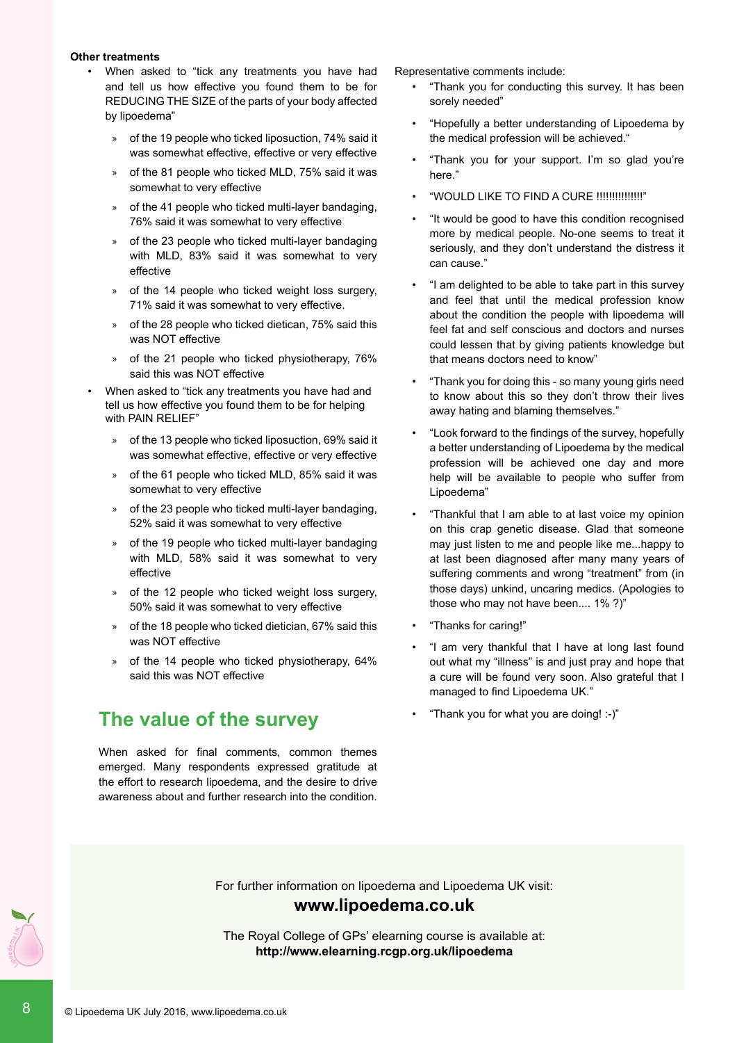**Other treatments**

- When asked to "tick any treatments you have had and tell us how effective you found them to be for REDUCING THE SIZE of the parts of your body affected by lipoedema"
    - of the 19 people who ticked liposuction, 74% said it was somewhat effective, effective or very effective
    - of the 81 people who ticked MLD, 75% said it was somewhat to very effective
    - of the 41 people who ticked multi-layer bandaging, 76% said it was somewhat to very effective
    - of the 23 people who ticked multi-layer bandaging with MLD, 83% said it was somewhat to very effective
    - of the 14 people who ticked weight loss surgery, 71% said it was somewhat to very effective.
    - of the 28 people who ticked dietican, 75% said this was NOT effective
    - of the 21 people who ticked physiotherapy, 76% said this was NOT effective
- When asked to "tick any treatments you have had and tell us how effective you found them to be for helping with PAIN RELIEF"
    - of the 13 people who ticked liposuction, 69% said it was somewhat effective, effective or very effective
    - of the 61 people who ticked MLD, 85% said it was somewhat to very effective
    - of the 23 people who ticked multi-layer bandaging, 52% said it was somewhat to very effective
    - of the 19 people who ticked multi-layer bandaging with MLD, 58% said it was somewhat to very effective
    - of the 12 people who ticked weight loss surgery, 50% said it was somewhat to very effective
    - of the 18 people who ticked dietician, 67% said this was NOT effective
    - of the 14 people who ticked physiotherapy, 64% said this was NOT effective

## The value of the survey

When asked for final comments, common themes emerged. Many respondents expressed gratitude at the effort to research lipoedema, and the desire to drive awareness about and further research into the condition.

Representative comments include:

- "Thank you for conducting this survey. It has been sorely needed"
- "Hopefully a better understanding of Lipoedema by the medical profession will be achieved."
- "Thank you for your support. I'm so glad you're here."
- "WOULD LIKE TO FIND A CURE !!!!!!!!!!!!!!"
- "It would be good to have this condition recognised more by medical people. No-one seems to treat it seriously, and they don't understand the distress it can cause."
- "I am delighted to be able to take part in this survey and feel that until the medical profession know about the condition the people with lipoedema will feel fat and self conscious and doctors and nurses could lessen that by giving patients knowledge but that means doctors need to know"
- "Thank you for doing this - so many young girls need to know about this so they don't throw their lives away hating and blaming themselves."
- "Look forward to the findings of the survey, hopefully a better understanding of Lipoedema by the medical profession will be achieved one day and more help will be available to people who suffer from Lipoedema"
- "Thankful that I am able to at last voice my opinion on this crap genetic disease. Glad that someone may just listen to me and people like me...happy to at last been diagnosed after many many years of suffering comments and wrong "treatment" from (in those days) unkind, uncaring medics. (Apologies to those who may not have been.... 1% ?)"
- "Thanks for caring!"
- "I am very thankful that I have at long last found out what my "illness" is and just pray and hope that a cure will be found very soon. Also grateful that I managed to find Lipoedema UK."
- "Thank you for what you are doing! :-)"

For further information on lipoedema and Lipoedema UK visit:
**www.lipoedema.co.uk**

The Royal College of GPs' elearning course is available at:
**http://www.elearning.rcgp.org.uk/lipoedema**

© Lipoedema UK July 2016, www.lipoedema.co.uk